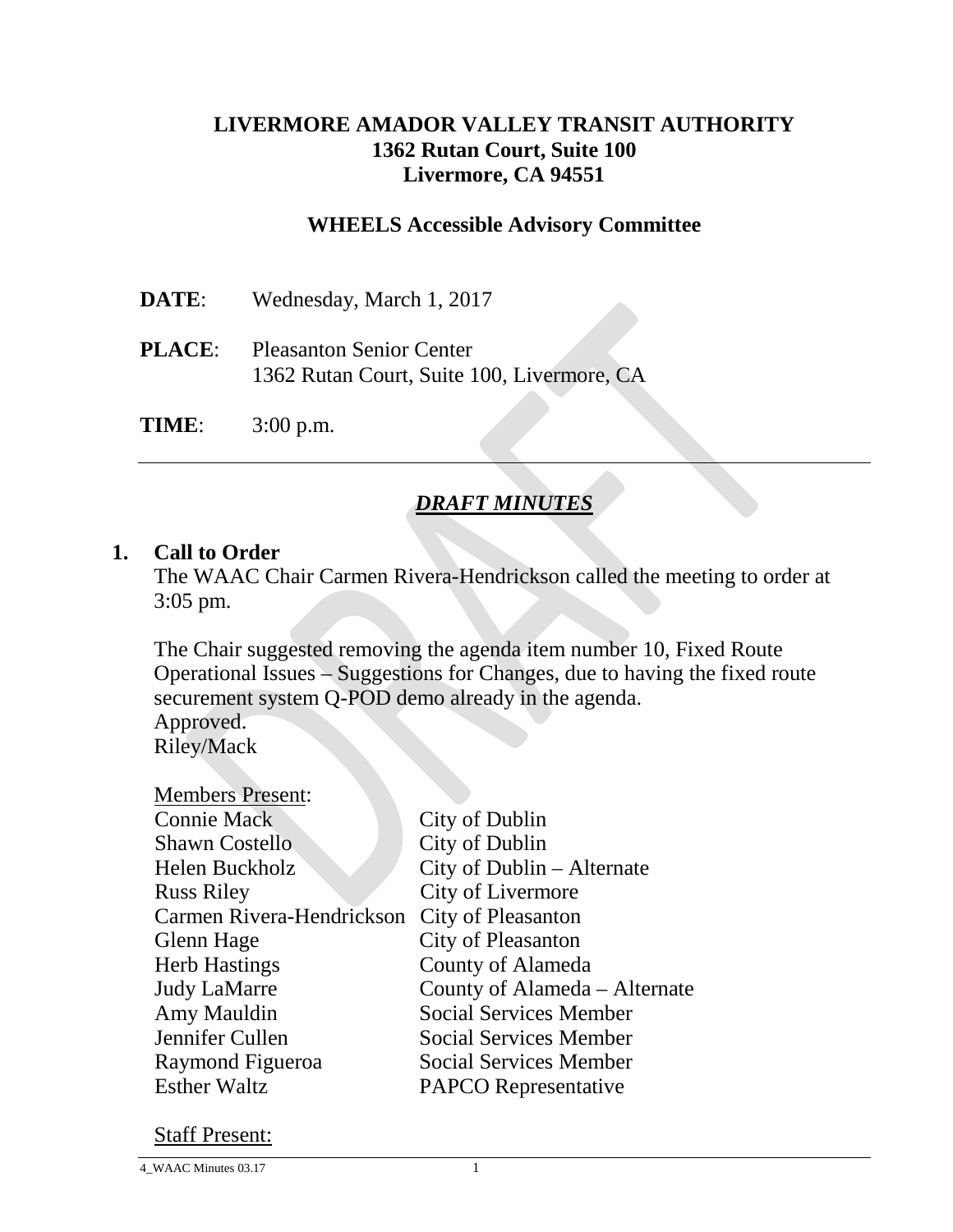**LIVERMORE AMADOR VALLEY TRANSIT AUTHORITY**
**1362 Rutan Court, Suite 100**
**Livermore, CA 94551**

**WHEELS Accessible Advisory Committee**

**DATE**: Wednesday, March 1, 2017

**PLACE**: Pleasanton Senior Center
1362 Rutan Court, Suite 100, Livermore, CA

**TIME**: 3:00 p.m.

---

## ***DRAFT MINUTES***

## 1. Call to Order

The WAAC Chair Carmen Rivera-Hendrickson called the meeting to order at 3:05 pm.

The Chair suggested removing the agenda item number 10, Fixed Route Operational Issues – Suggestions for Changes, due to having the fixed route securement system Q-POD demo already in the agenda.
Approved.
Riley/Mack

Members Present:

| | |
|---|---|
| Connie Mack | City of Dublin |
| Shawn Costello | City of Dublin |
| Helen Buckholz | City of Dublin – Alternate |
| Russ Riley | City of Livermore |
| Carmen Rivera-Hendrickson | City of Pleasanton |
| Glenn Hage | City of Pleasanton |
| Herb Hastings | County of Alameda |
| Judy LaMarre | County of Alameda – Alternate |
| Amy Mauldin | Social Services Member |
| Jennifer Cullen | Social Services Member |
| Raymond Figueroa | Social Services Member |
| Esther Waltz | PAPCO Representative |

Staff Present: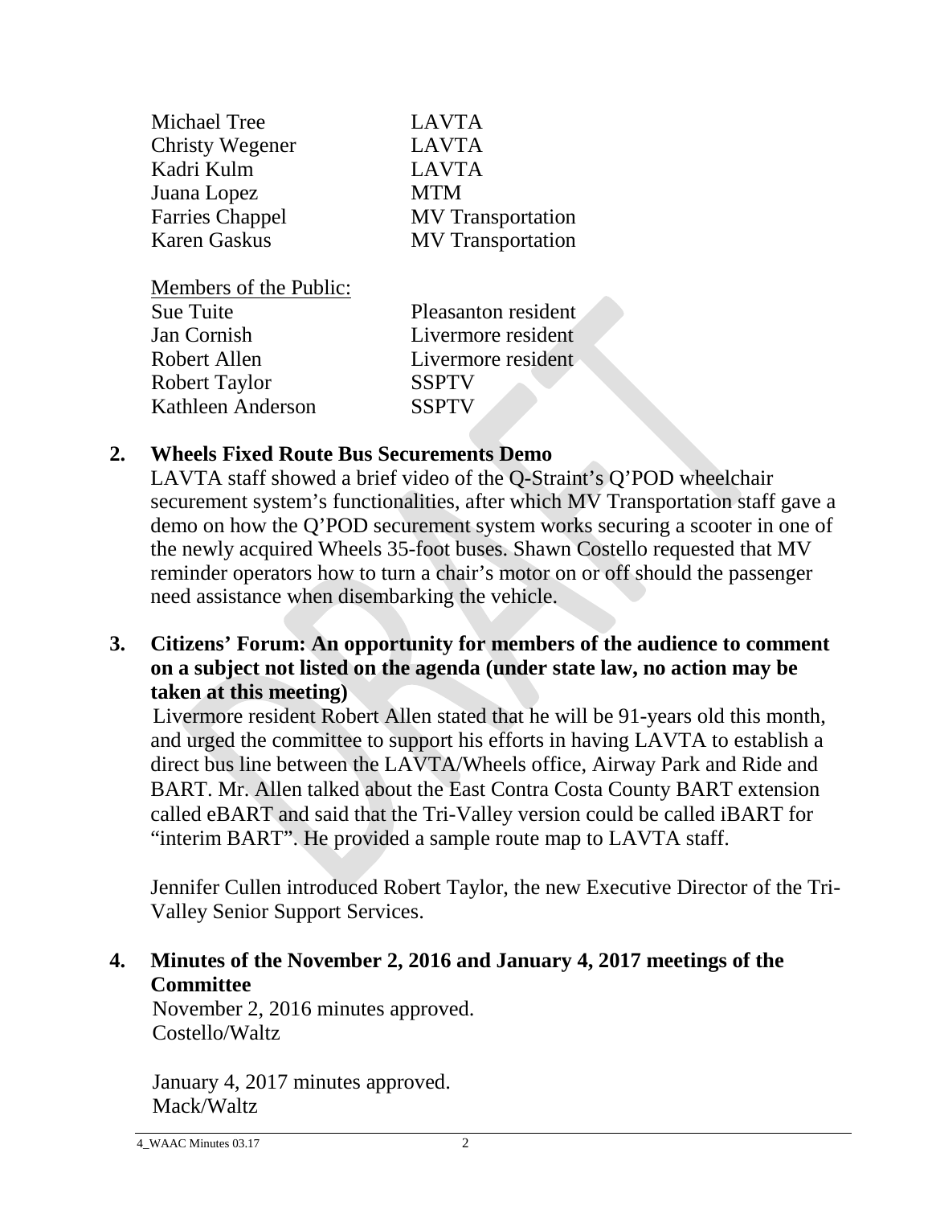| | |
|---|---|
| Michael Tree | LAVTA |
| Christy Wegener | LAVTA |
| Kadri Kulm | LAVTA |
| Juana Lopez | MTM |
| Farries Chappel | MV Transportation |
| Karen Gaskus | MV Transportation |

Members of the Public:

| | |
|---|---|
| Sue Tuite | Pleasanton resident |
| Jan Cornish | Livermore resident |
| Robert Allen | Livermore resident |
| Robert Taylor | SSPTV |
| Kathleen Anderson | SSPTV |

**2. Wheels Fixed Route Bus Securements Demo**

LAVTA staff showed a brief video of the Q-Straint's Q'POD wheelchair securement system's functionalities, after which MV Transportation staff gave a demo on how the Q'POD securement system works securing a scooter in one of the newly acquired Wheels 35-foot buses. Shawn Costello requested that MV reminder operators how to turn a chair's motor on or off should the passenger need assistance when disembarking the vehicle.

**3. Citizens' Forum: An opportunity for members of the audience to comment on a subject not listed on the agenda (under state law, no action may be taken at this meeting)**

Livermore resident Robert Allen stated that he will be 91-years old this month, and urged the committee to support his efforts in having LAVTA to establish a direct bus line between the LAVTA/Wheels office, Airway Park and Ride and BART. Mr. Allen talked about the East Contra Costa County BART extension called eBART and said that the Tri-Valley version could be called iBART for "interim BART". He provided a sample route map to LAVTA staff.

Jennifer Cullen introduced Robert Taylor, the new Executive Director of the Tri-Valley Senior Support Services.

**4. Minutes of the November 2, 2016 and January 4, 2017 meetings of the Committee**

November 2, 2016 minutes approved.
Costello/Waltz

January 4, 2017 minutes approved.
Mack/Waltz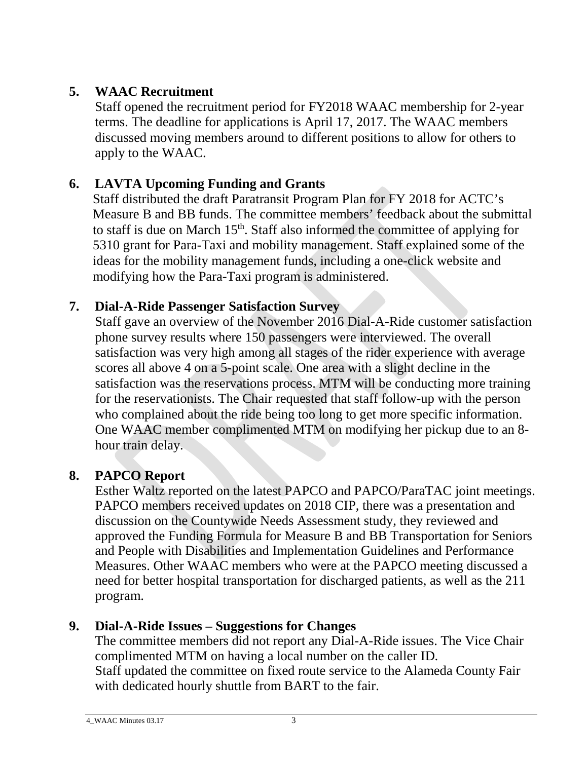## 5. WAAC Recruitment

Staff opened the recruitment period for FY2018 WAAC membership for 2-year terms. The deadline for applications is April 17, 2017. The WAAC members discussed moving members around to different positions to allow for others to apply to the WAAC.

## 6. LAVTA Upcoming Funding and Grants

Staff distributed the draft Paratransit Program Plan for FY 2018 for ACTC's Measure B and BB funds. The committee members' feedback about the submittal to staff is due on March 15th. Staff also informed the committee of applying for 5310 grant for Para-Taxi and mobility management. Staff explained some of the ideas for the mobility management funds, including a one-click website and modifying how the Para-Taxi program is administered.

## 7. Dial-A-Ride Passenger Satisfaction Survey

Staff gave an overview of the November 2016 Dial-A-Ride customer satisfaction phone survey results where 150 passengers were interviewed. The overall satisfaction was very high among all stages of the rider experience with average scores all above 4 on a 5-point scale. One area with a slight decline in the satisfaction was the reservations process. MTM will be conducting more training for the reservationists. The Chair requested that staff follow-up with the person who complained about the ride being too long to get more specific information. One WAAC member complimented MTM on modifying her pickup due to an 8-hour train delay.

## 8. PAPCO Report

Esther Waltz reported on the latest PAPCO and PAPCO/ParaTAC joint meetings. PAPCO members received updates on 2018 CIP, there was a presentation and discussion on the Countywide Needs Assessment study, they reviewed and approved the Funding Formula for Measure B and BB Transportation for Seniors and People with Disabilities and Implementation Guidelines and Performance Measures. Other WAAC members who were at the PAPCO meeting discussed a need for better hospital transportation for discharged patients, as well as the 211 program.

## 9. Dial-A-Ride Issues – Suggestions for Changes

The committee members did not report any Dial-A-Ride issues. The Vice Chair complimented MTM on having a local number on the caller ID.
Staff updated the committee on fixed route service to the Alameda County Fair with dedicated hourly shuttle from BART to the fair.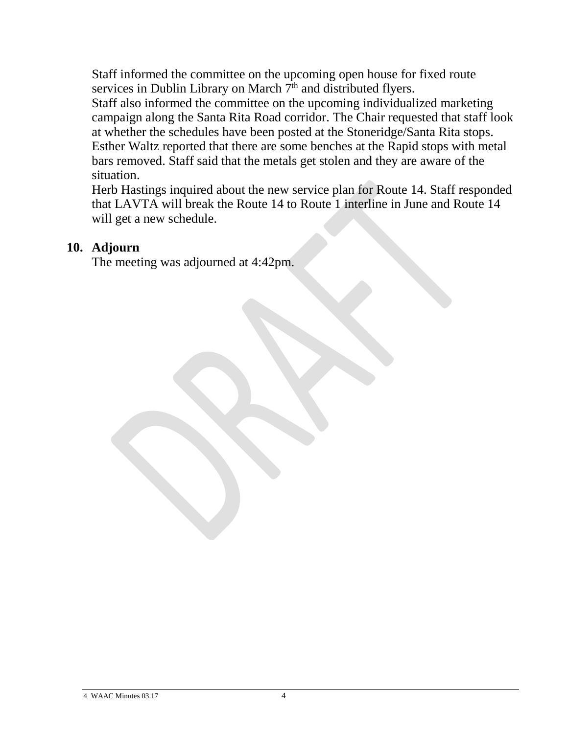Staff informed the committee on the upcoming open house for fixed route services in Dublin Library on March 7th and distributed flyers.

Staff also informed the committee on the upcoming individualized marketing campaign along the Santa Rita Road corridor. The Chair requested that staff look at whether the schedules have been posted at the Stoneridge/Santa Rita stops.

Esther Waltz reported that there are some benches at the Rapid stops with metal bars removed. Staff said that the metals get stolen and they are aware of the situation.

Herb Hastings inquired about the new service plan for Route 14. Staff responded that LAVTA will break the Route 14 to Route 1 interline in June and Route 14 will get a new schedule.

## 10. Adjourn

The meeting was adjourned at 4:42pm.